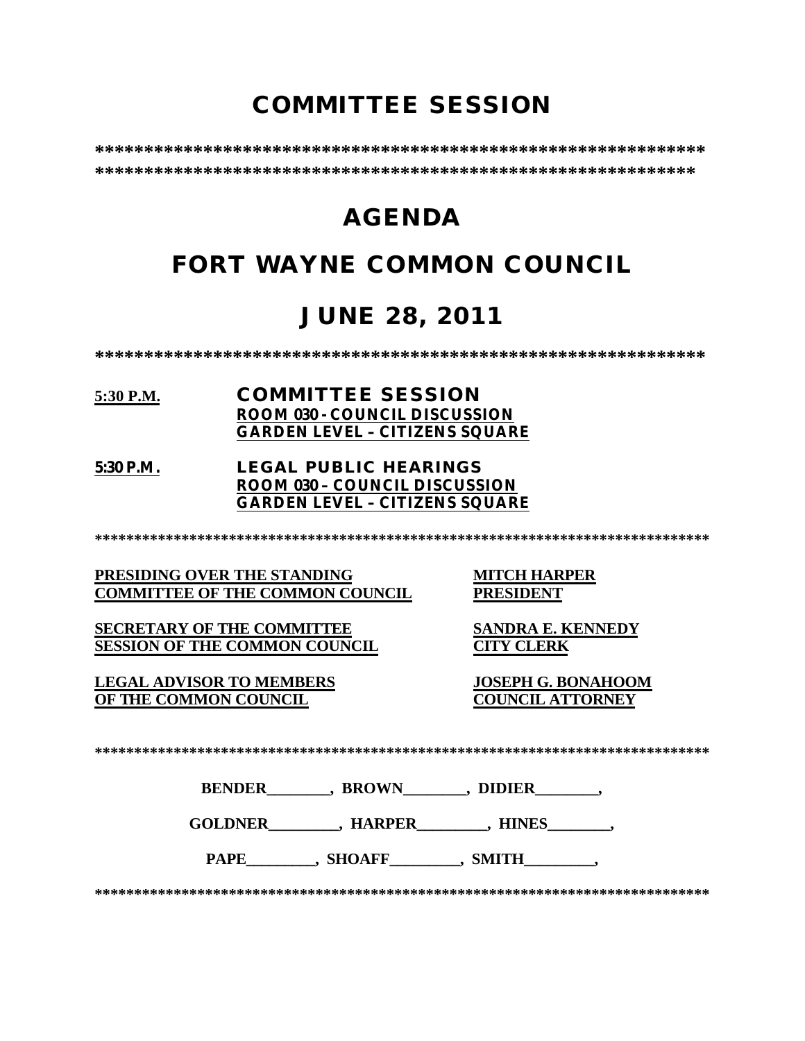# COMMITTEE SESSION

****************************************************************
***************************************************************

# AGENDA

# FORT WAYNE COMMON COUNCIL

# JUNE 28, 2011

***************************************************************

**5:30 P.M.** **COMMITTEE SESSION**
**ROOM 030 - COUNCIL DISCUSSION**
**GARDEN LEVEL – CITIZENS SQUARE**

**5:30 P.M.** **LEGAL PUBLIC HEARINGS**
**ROOM 030 – COUNCIL DISCUSSION**
**GARDEN LEVEL – CITIZENS SQUARE**

*******************************************************************************

**PRESIDING OVER THE STANDING COMMITTEE OF THE COMMON COUNCIL** — **MITCH HARPER PRESIDENT**

**SECRETARY OF THE COMMITTEE SESSION OF THE COMMON COUNCIL** — **SANDRA E. KENNEDY CITY CLERK**

**LEGAL ADVISOR TO MEMBERS OF THE COMMON COUNCIL** — **JOSEPH G. BONAHOOM COUNCIL ATTORNEY**

*******************************************************************************

**BENDER________, BROWN________, DIDIER________,**

**GOLDNER_________, HARPER_________, HINES________,**

**PAPE_________, SHOAFF_________, SMITH_________,**

*******************************************************************************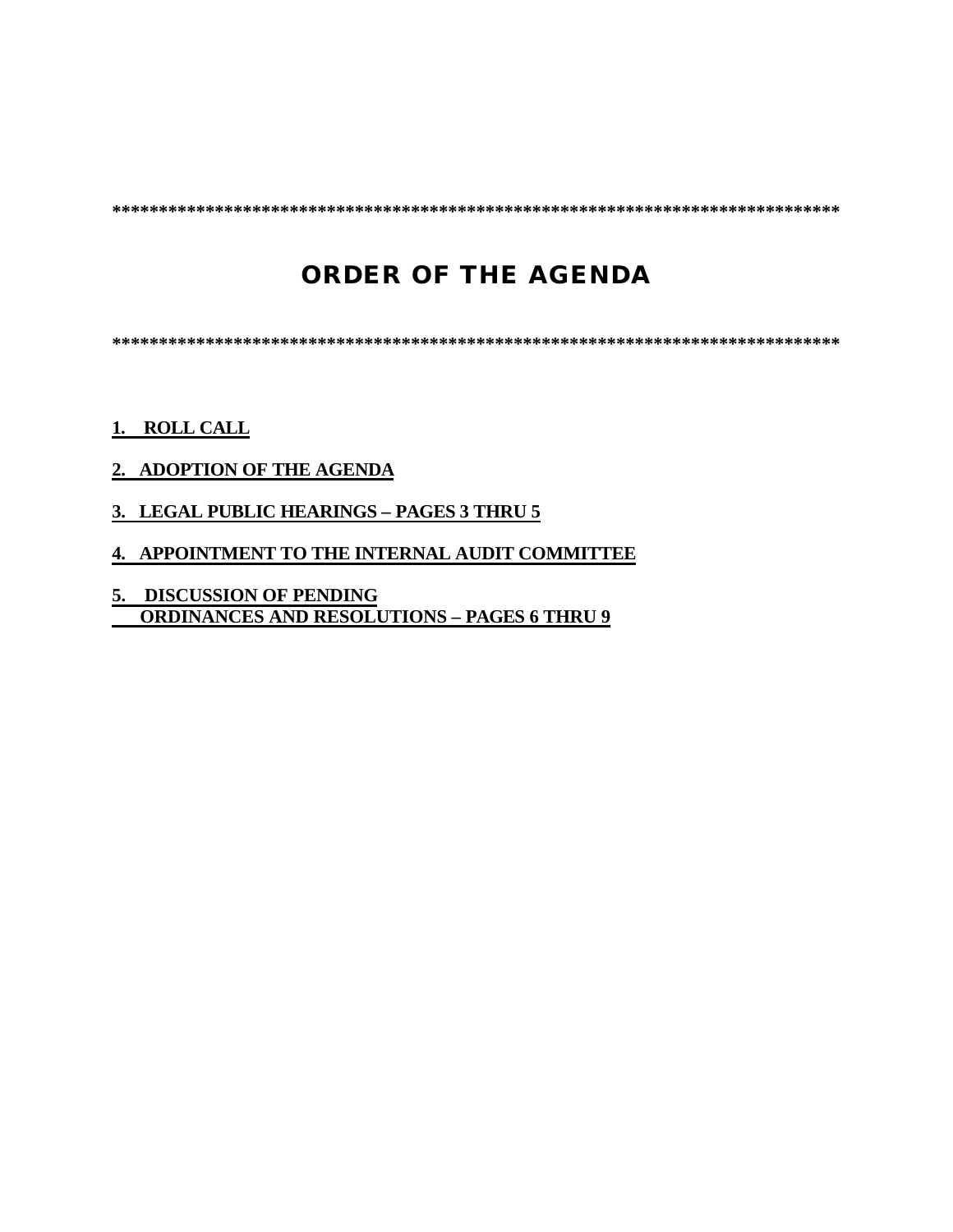********************************************************************************

# ORDER OF THE AGENDA

********************************************************************************

**1. ROLL CALL**

**2. ADOPTION OF THE AGENDA**

**3. LEGAL PUBLIC HEARINGS – PAGES 3 THRU 5**

**4. APPOINTMENT TO THE INTERNAL AUDIT COMMITTEE**

**5. DISCUSSION OF PENDING ORDINANCES AND RESOLUTIONS – PAGES 6 THRU 9**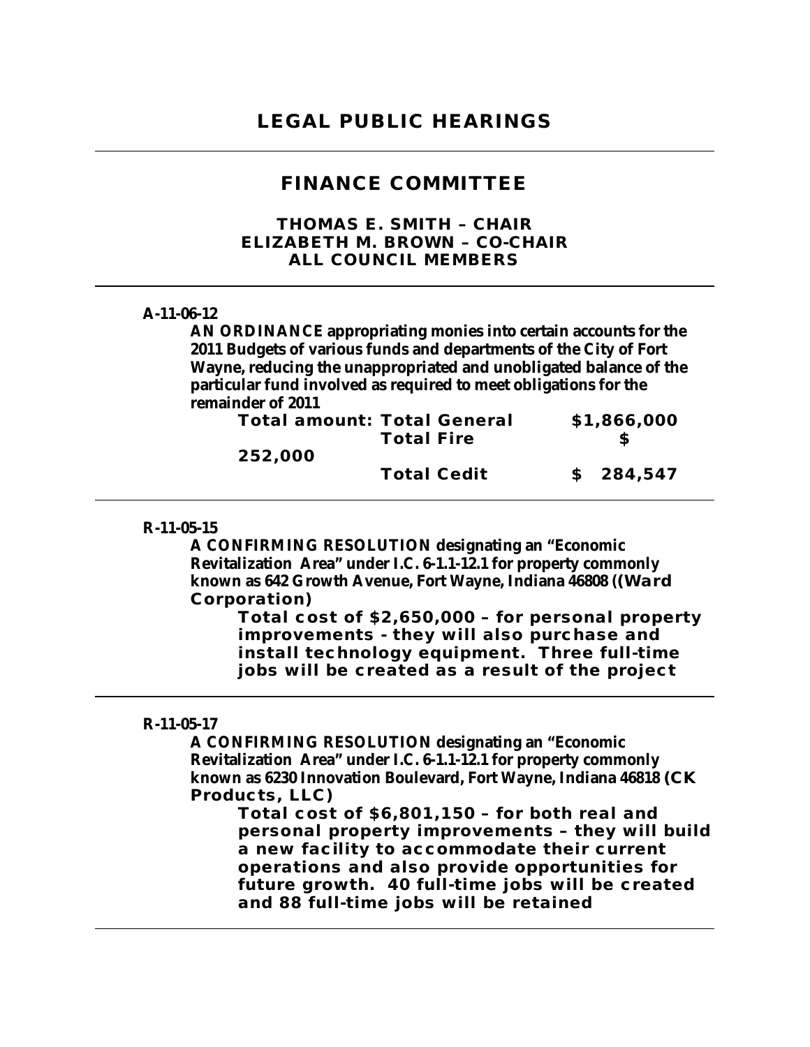# LEGAL PUBLIC HEARINGS

---

## FINANCE COMMITTEE

### THOMAS E. SMITH – CHAIR
### ELIZABETH M. BROWN – CO-CHAIR
### ALL COUNCIL MEMBERS

---

**A-11-06-12**

**AN ORDINANCE appropriating monies into certain accounts for the 2011 Budgets of various funds and departments of the City of Fort Wayne, reducing the unappropriated and unobligated balance of the particular fund involved as required to meet obligations for the remainder of 2011**

| Total amount: | Total General | $1,866,000 |
|---|---|---|
| | Total Fire | $ 252,000 |
| | Total Cedit | $ 284,547 |

---

**R-11-05-15**

**A CONFIRMING RESOLUTION designating an "Economic Revitalization Area" under I.C. 6-1.1-12.1 for property commonly known as 642 Growth Avenue, Fort Wayne, Indiana 46808 ((Ward Corporation)**

**Total cost of $2,650,000 – for personal property improvements - they will also purchase and install technology equipment. Three full-time jobs will be created as a result of the project**

---

**R-11-05-17**

**A CONFIRMING RESOLUTION designating an "Economic Revitalization Area" under I.C. 6-1.1-12.1 for property commonly known as 6230 Innovation Boulevard, Fort Wayne, Indiana 46818 (CK Products, LLC)**

**Total cost of $6,801,150 – for both real and personal property improvements – they will build a new facility to accommodate their current operations and also provide opportunities for future growth. 40 full-time jobs will be created and 88 full-time jobs will be retained**

---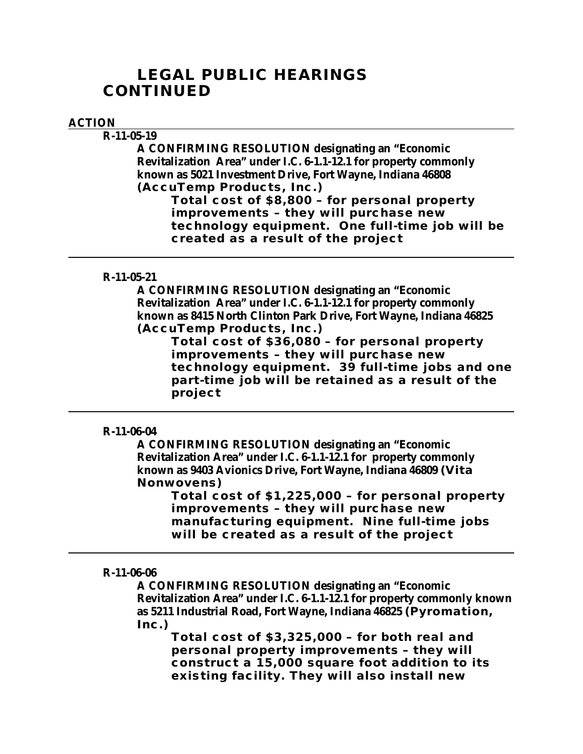# LEGAL PUBLIC HEARINGS CONTINUED

**ACTION**

---

**R-11-05-19**

**A CONFIRMING RESOLUTION designating an "Economic Revitalization Area" under I.C. 6-1.1-12.1 for property commonly known as 5021 Investment Drive, Fort Wayne, Indiana 46808 (AccuTemp Products, Inc.)**

**Total cost of $8,800 – for personal property improvements – they will purchase new technology equipment. One full-time job will be created as a result of the project**

---

**R-11-05-21**

**A CONFIRMING RESOLUTION designating an "Economic Revitalization Area" under I.C. 6-1.1-12.1 for property commonly known as 8415 North Clinton Park Drive, Fort Wayne, Indiana 46825 (AccuTemp Products, Inc.)**

**Total cost of $36,080 – for personal property improvements – they will purchase new technology equipment. 39 full-time jobs and one part-time job will be retained as a result of the project**

---

**R-11-06-04**

**A CONFIRMING RESOLUTION designating an "Economic Revitalization Area" under I.C. 6-1.1-12.1 for property commonly known as 9403 Avionics Drive, Fort Wayne, Indiana 46809 (Vita Nonwovens)**

**Total cost of $1,225,000 – for personal property improvements – they will purchase new manufacturing equipment. Nine full-time jobs will be created as a result of the project**

---

**R-11-06-06**

**A CONFIRMING RESOLUTION designating an "Economic Revitalization Area" under I.C. 6-1.1-12.1 for property commonly known as 5211 Industrial Road, Fort Wayne, Indiana 46825 (Pyromation, Inc.)**

**Total cost of $3,325,000 – for both real and personal property improvements – they will construct a 15,000 square foot addition to its existing facility. They will also install new**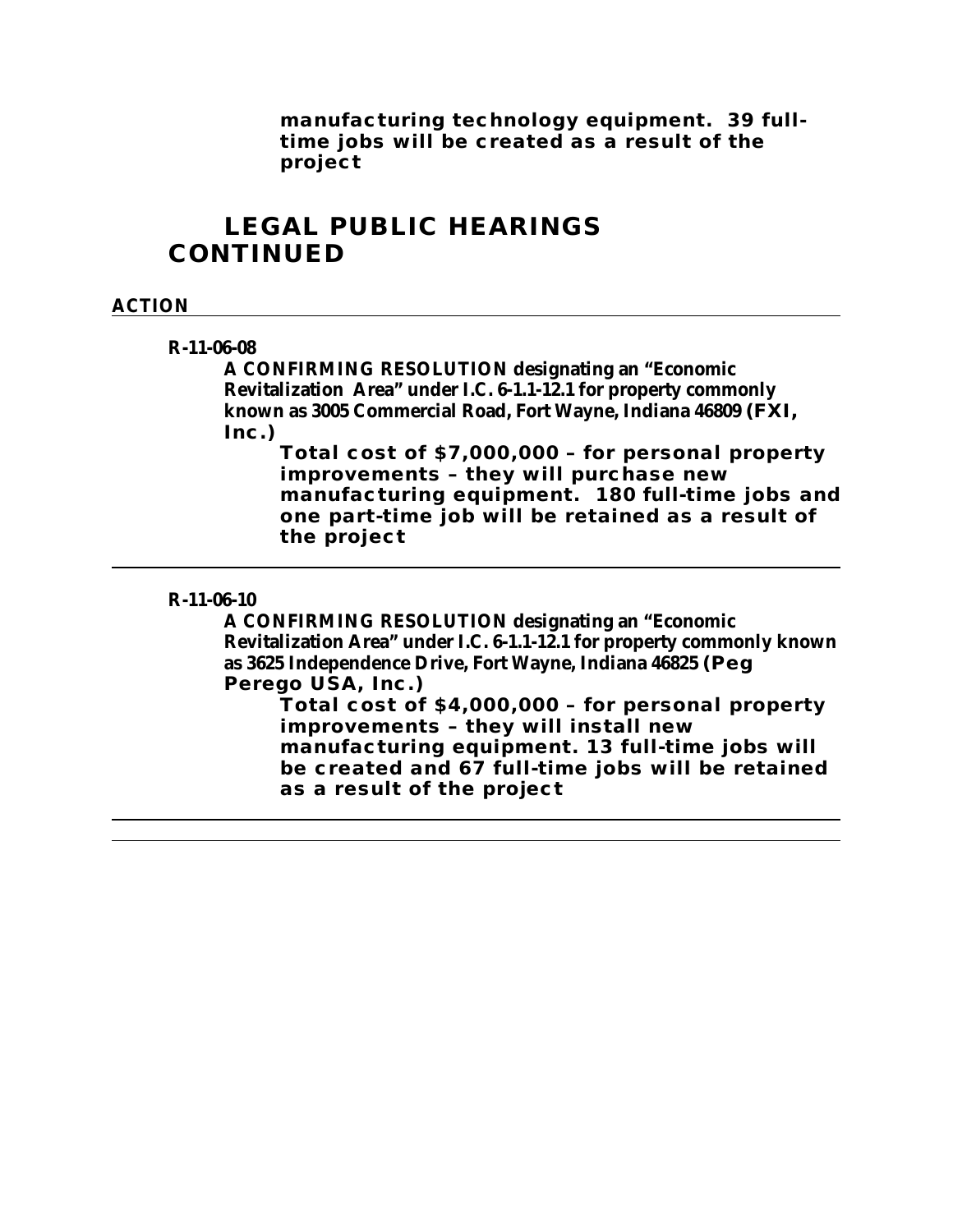**manufacturing technology equipment. 39 full-time jobs will be created as a result of the project**

# LEGAL PUBLIC HEARINGS CONTINUED

**ACTION**

---

**R-11-06-08**

**A CONFIRMING RESOLUTION designating an "Economic Revitalization Area" under I.C. 6-1.1-12.1 for property commonly known as 3005 Commercial Road, Fort Wayne, Indiana 46809 (FXI, Inc.)**

**Total cost of $7,000,000 – for personal property improvements – they will purchase new manufacturing equipment. 180 full-time jobs and one part-time job will be retained as a result of the project**

---

**R-11-06-10**

**A CONFIRMING RESOLUTION designating an "Economic Revitalization Area" under I.C. 6-1.1-12.1 for property commonly known as 3625 Independence Drive, Fort Wayne, Indiana 46825 (Peg Perego USA, Inc.)**

**Total cost of $4,000,000 – for personal property improvements – they will install new manufacturing equipment. 13 full-time jobs will be created and 67 full-time jobs will be retained as a result of the project**

---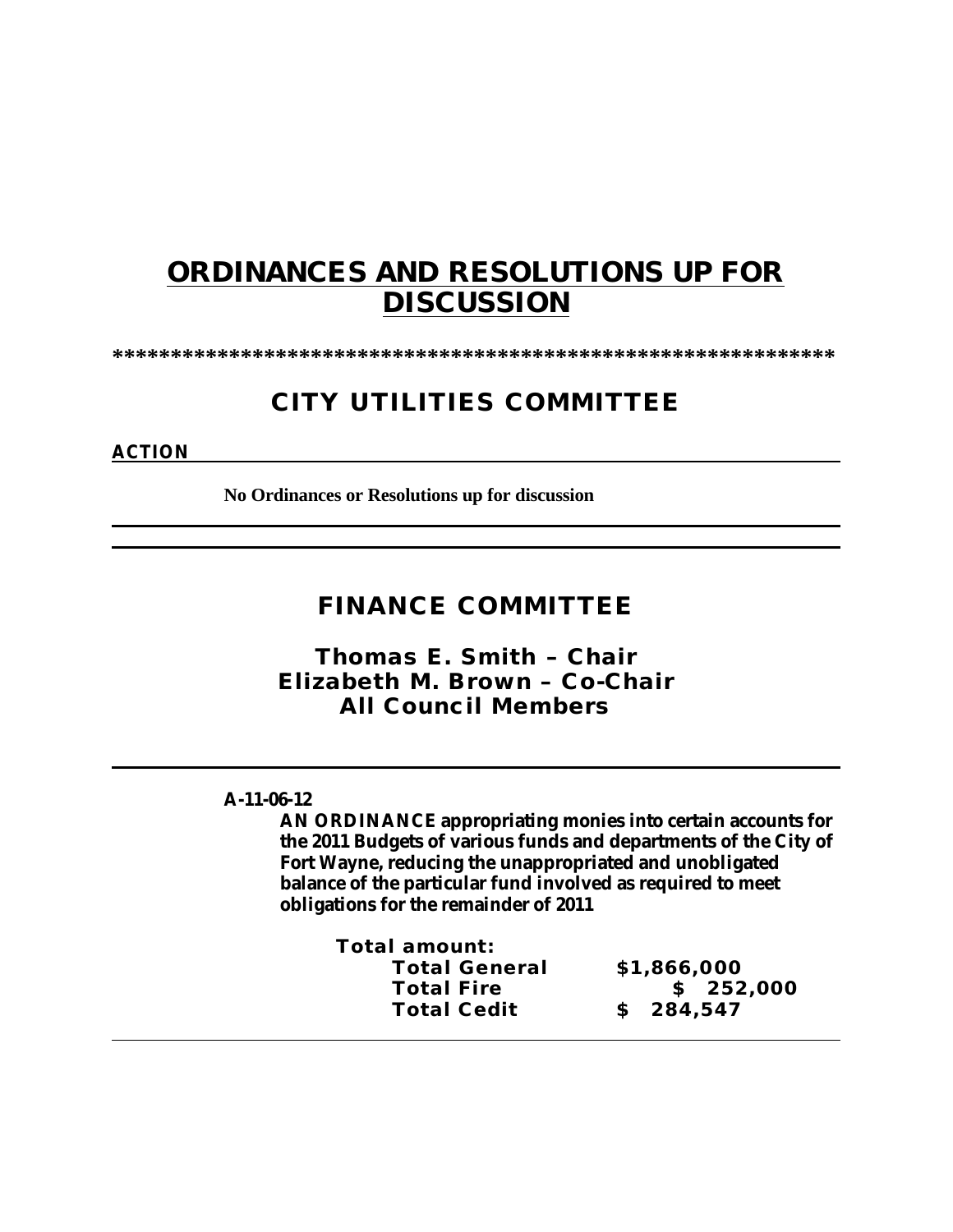# ORDINANCES AND RESOLUTIONS UP FOR DISCUSSION

*****************************************************************

## CITY UTILITIES COMMITTEE

**ACTION**

**No Ordinances or Resolutions up for discussion**

---

---

## FINANCE COMMITTEE

### Thomas E. Smith – Chair
### Elizabeth M. Brown – Co-Chair
### All Council Members

---

**A-11-06-12**

**AN ORDINANCE appropriating monies into certain accounts for the 2011 Budgets of various funds and departments of the City of Fort Wayne, reducing the unappropriated and unobligated balance of the particular fund involved as required to meet obligations for the remainder of 2011**

**Total amount:**

| | |
|---|---|
| **Total General** | **$1,866,000** |
| **Total Fire** | **$ 252,000** |
| **Total Cedit** | **$ 284,547** |

---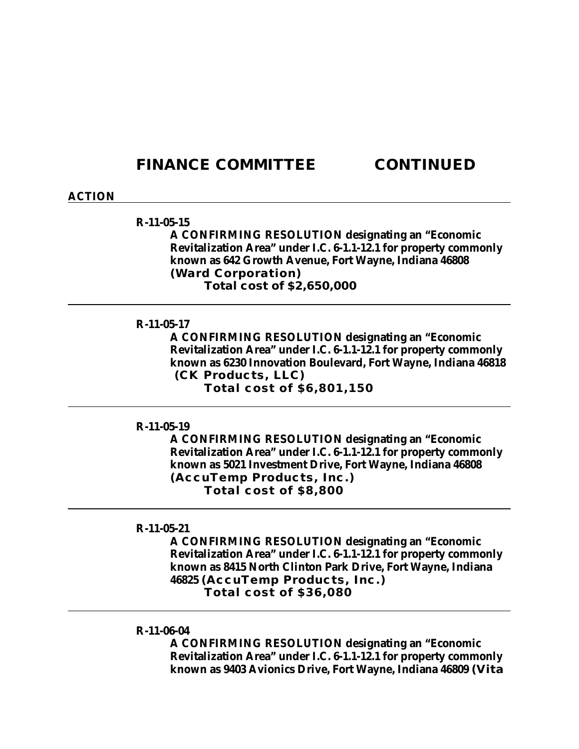# FINANCE COMMITTEE CONTINUED

**ACTION**

---

**R-11-05-15**

**A CONFIRMING RESOLUTION designating an "Economic Revitalization Area" under I.C. 6-1.1-12.1 for property commonly known as 642 Growth Avenue, Fort Wayne, Indiana 46808 (Ward Corporation)**

**Total cost of $2,650,000**

---

**R-11-05-17**

**A CONFIRMING RESOLUTION designating an "Economic Revitalization Area" under I.C. 6-1.1-12.1 for property commonly known as 6230 Innovation Boulevard, Fort Wayne, Indiana 46818 (CK Products, LLC)**

**Total cost of $6,801,150**

---

**R-11-05-19**

**A CONFIRMING RESOLUTION designating an "Economic Revitalization Area" under I.C. 6-1.1-12.1 for property commonly known as 5021 Investment Drive, Fort Wayne, Indiana 46808 (AccuTemp Products, Inc.)**

**Total cost of $8,800**

---

**R-11-05-21**

**A CONFIRMING RESOLUTION designating an "Economic Revitalization Area" under I.C. 6-1.1-12.1 for property commonly known as 8415 North Clinton Park Drive, Fort Wayne, Indiana 46825 (AccuTemp Products, Inc.)**

**Total cost of $36,080**

---

**R-11-06-04**

**A CONFIRMING RESOLUTION designating an "Economic Revitalization Area" under I.C. 6-1.1-12.1 for property commonly known as 9403 Avionics Drive, Fort Wayne, Indiana 46809 (Vita**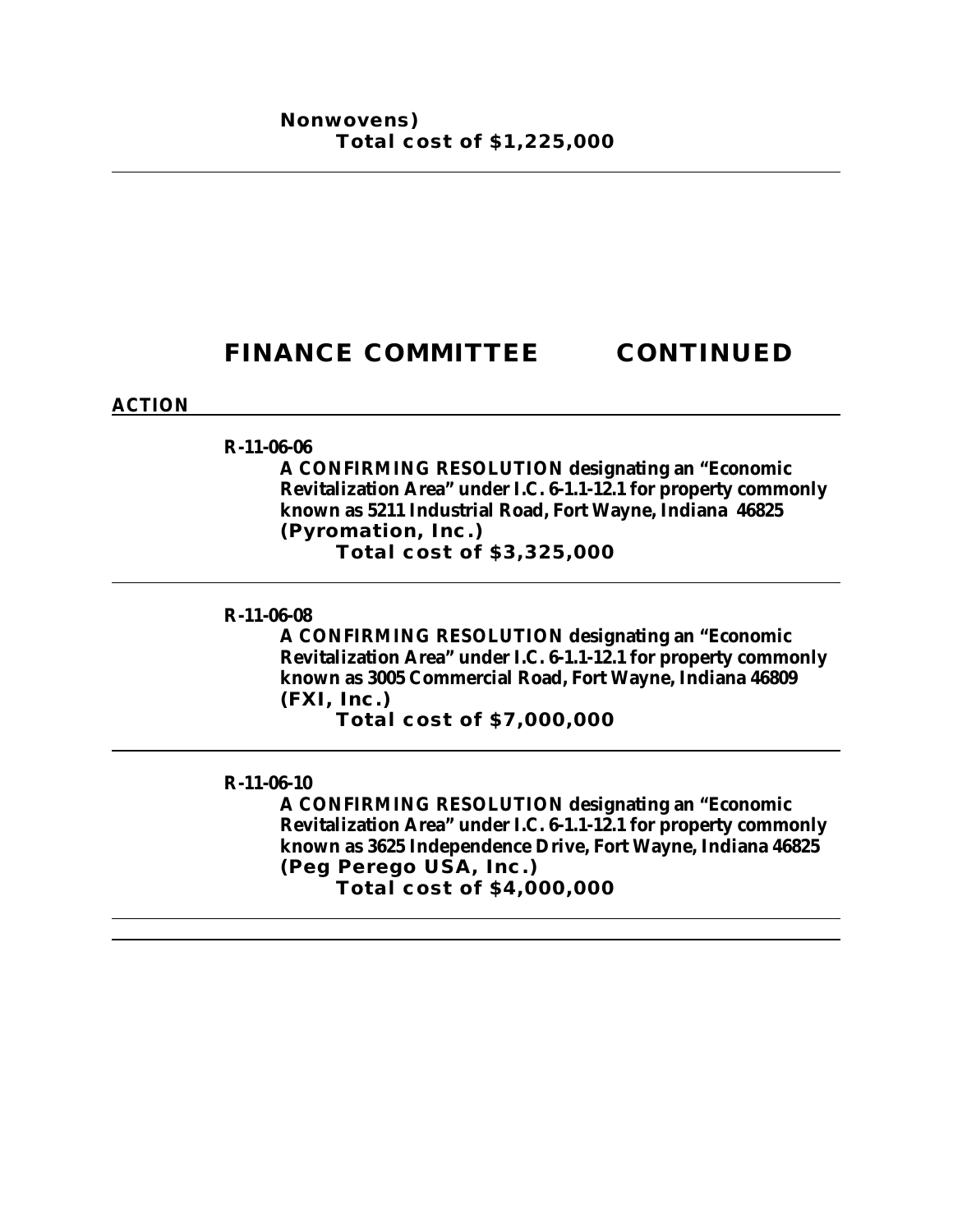**Nonwovens)**

**Total cost of $1,225,000**

---

# FINANCE COMMITTEE CONTINUED

**ACTION**

---

**R-11-06-06**

**A CONFIRMING RESOLUTION designating an "Economic Revitalization Area" under I.C. 6-1.1-12.1 for property commonly known as 5211 Industrial Road, Fort Wayne, Indiana 46825 (Pyromation, Inc.)**

**Total cost of $3,325,000**

---

**R-11-06-08**

**A CONFIRMING RESOLUTION designating an "Economic Revitalization Area" under I.C. 6-1.1-12.1 for property commonly known as 3005 Commercial Road, Fort Wayne, Indiana 46809 (FXI, Inc.)**

**Total cost of $7,000,000**

---

**R-11-06-10**

**A CONFIRMING RESOLUTION designating an "Economic Revitalization Area" under I.C. 6-1.1-12.1 for property commonly known as 3625 Independence Drive, Fort Wayne, Indiana 46825 (Peg Perego USA, Inc.)**

**Total cost of $4,000,000**

---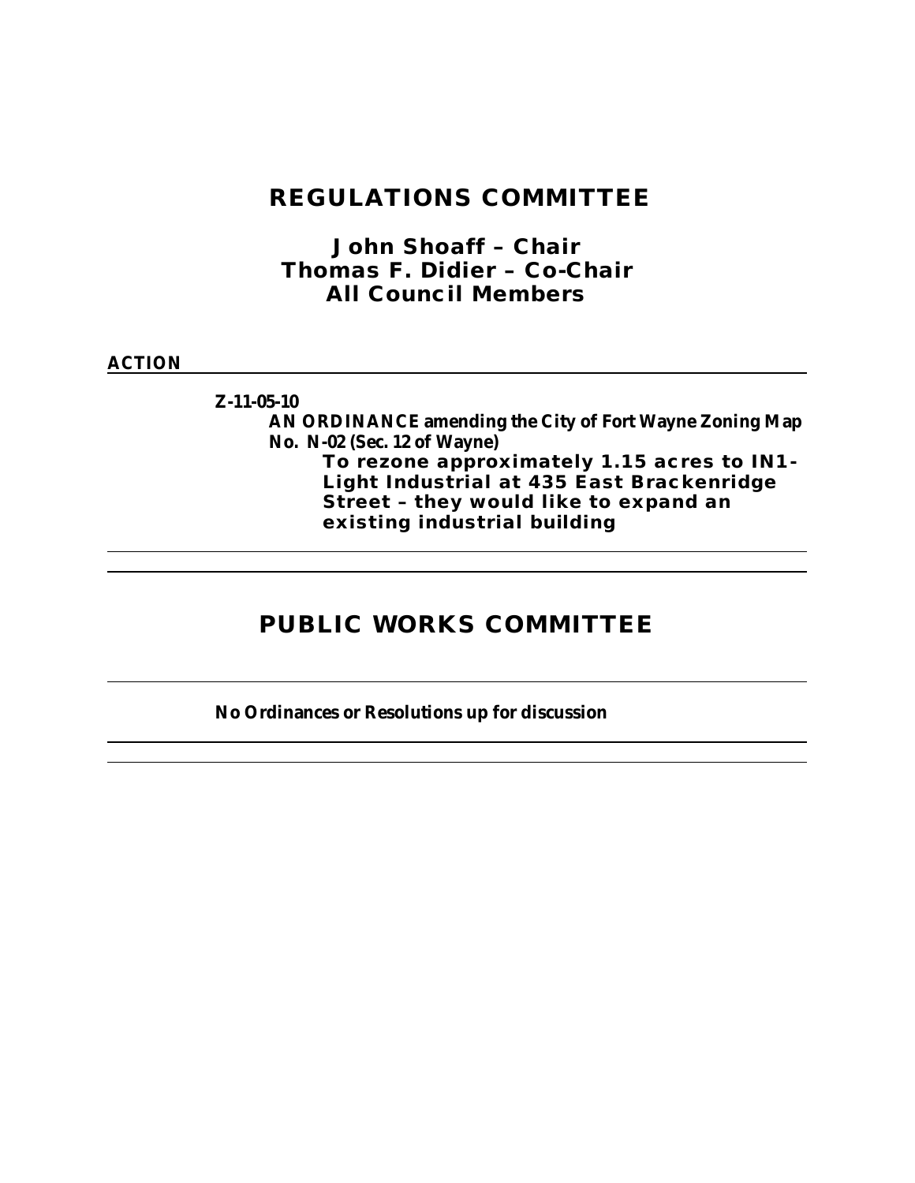# REGULATIONS COMMITTEE

**John Shoaff – Chair**
**Thomas F. Didier – Co-Chair**
**All Council Members**

**ACTION**

---

**Z-11-05-10**

**AN ORDINANCE amending the City of Fort Wayne Zoning Map No. N-02 (Sec. 12 of Wayne)**

**To rezone approximately 1.15 acres to IN1-Light Industrial at 435 East Brackenridge Street – they would like to expand an existing industrial building**

---

# PUBLIC WORKS COMMITTEE

---

**No Ordinances or Resolutions up for discussion**

---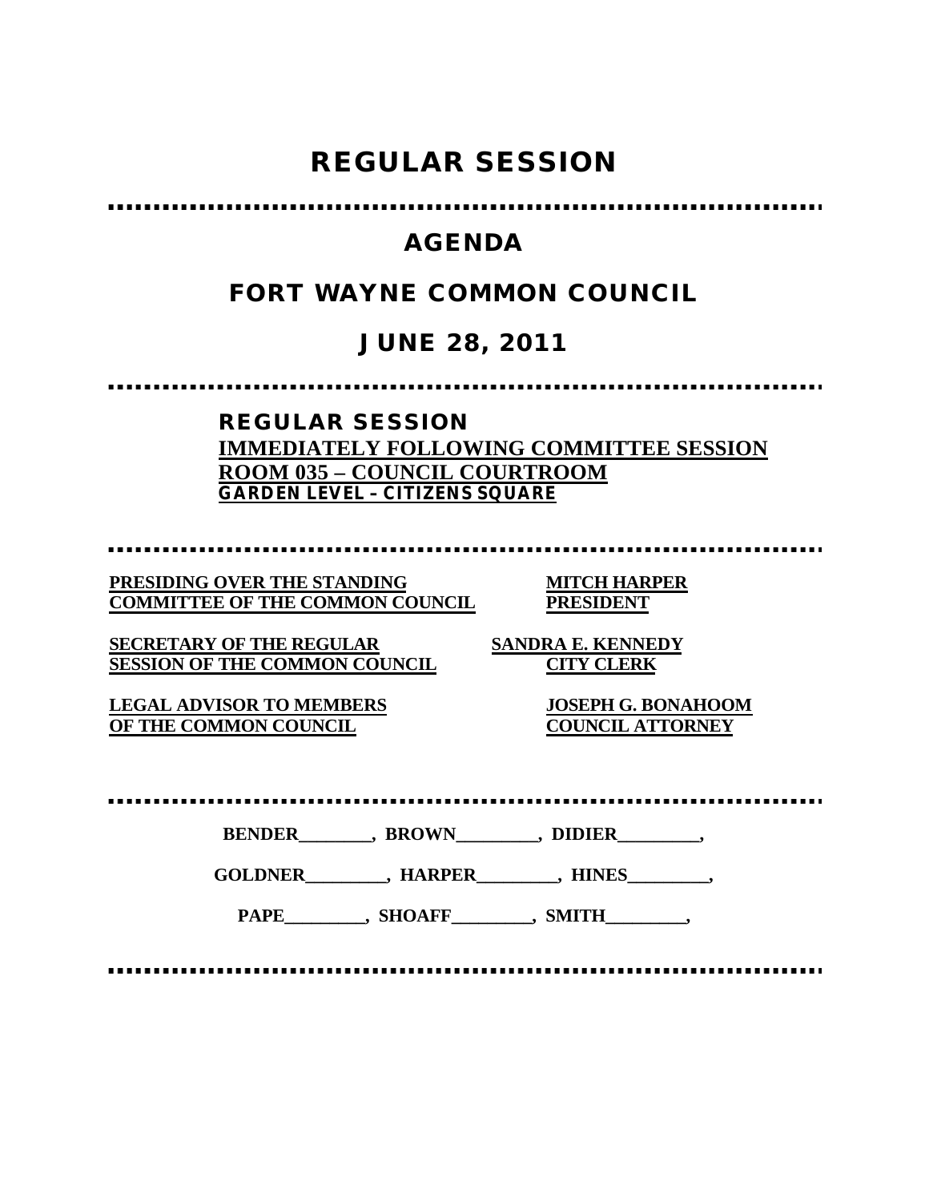# REGULAR SESSION

## AGENDA

## FORT WAYNE COMMON COUNCIL

## JUNE 28, 2011

### REGULAR SESSION

**IMMEDIATELY FOLLOWING COMMITTEE SESSION**
**ROOM 035 – COUNCIL COURTROOM**
**GARDEN LEVEL – CITIZENS SQUARE**

| | |
|---|---|
| **PRESIDING OVER THE STANDING COMMITTEE OF THE COMMON COUNCIL** | **MITCH HARPER PRESIDENT** |
| **SECRETARY OF THE REGULAR SESSION OF THE COMMON COUNCIL** | **SANDRA E. KENNEDY CITY CLERK** |
| **LEGAL ADVISOR TO MEMBERS OF THE COMMON COUNCIL** | **JOSEPH G. BONAHOOM COUNCIL ATTORNEY** |

**BENDER________, BROWN_________, DIDIER_________,**

**GOLDNER_________, HARPER_________, HINES_________,**

**PAPE_________, SHOAFF_________, SMITH_________,**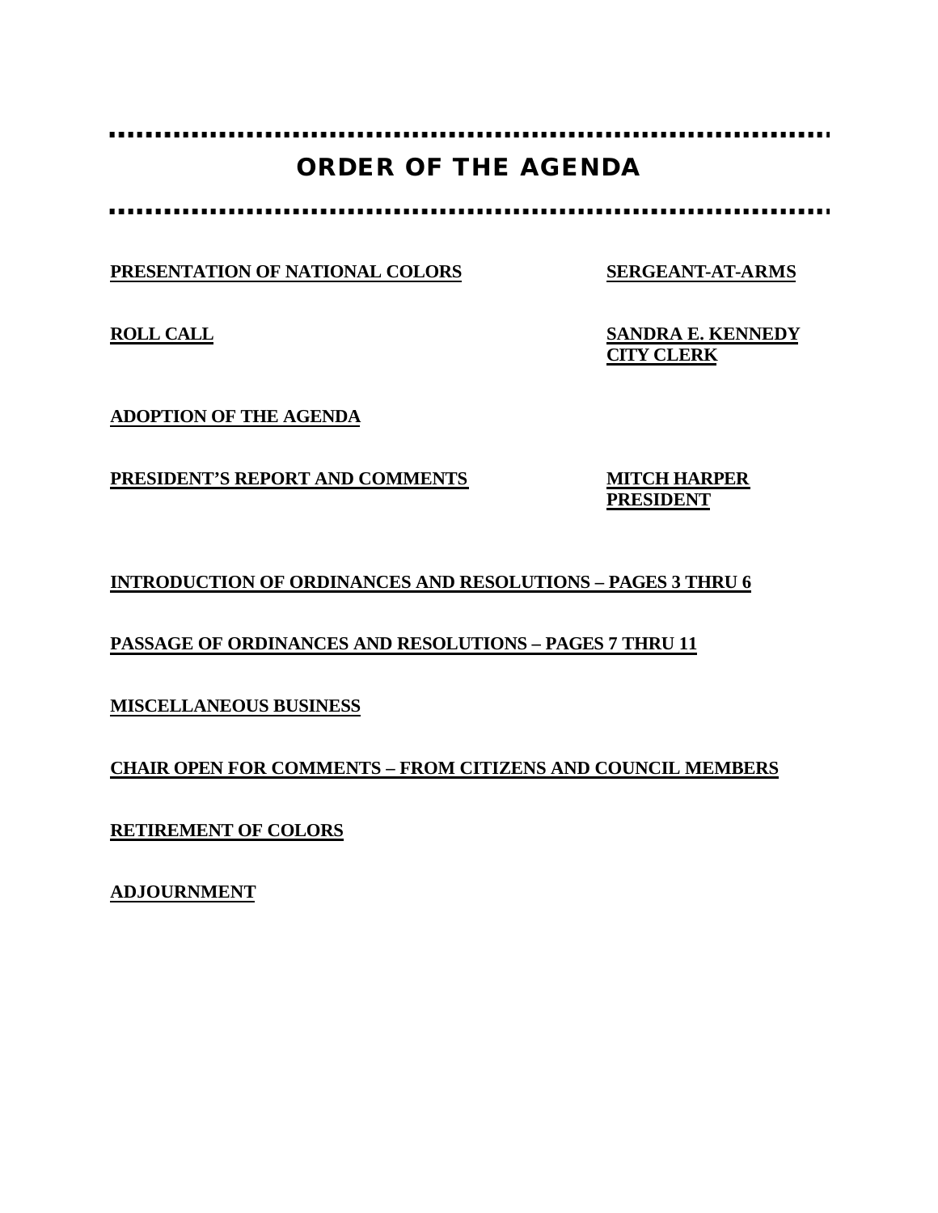# ORDER OF THE AGENDA

**PRESENTATION OF NATIONAL COLORS** — **SERGEANT-AT-ARMS**

**ROLL CALL** — **SANDRA E. KENNEDY, CITY CLERK**

**ADOPTION OF THE AGENDA**

**PRESIDENT'S REPORT AND COMMENTS** — **MITCH HARPER, PRESIDENT**

**INTRODUCTION OF ORDINANCES AND RESOLUTIONS – PAGES 3 THRU 6**

**PASSAGE OF ORDINANCES AND RESOLUTIONS – PAGES 7 THRU 11**

**MISCELLANEOUS BUSINESS**

**CHAIR OPEN FOR COMMENTS – FROM CITIZENS AND COUNCIL MEMBERS**

**RETIREMENT OF COLORS**

**ADJOURNMENT**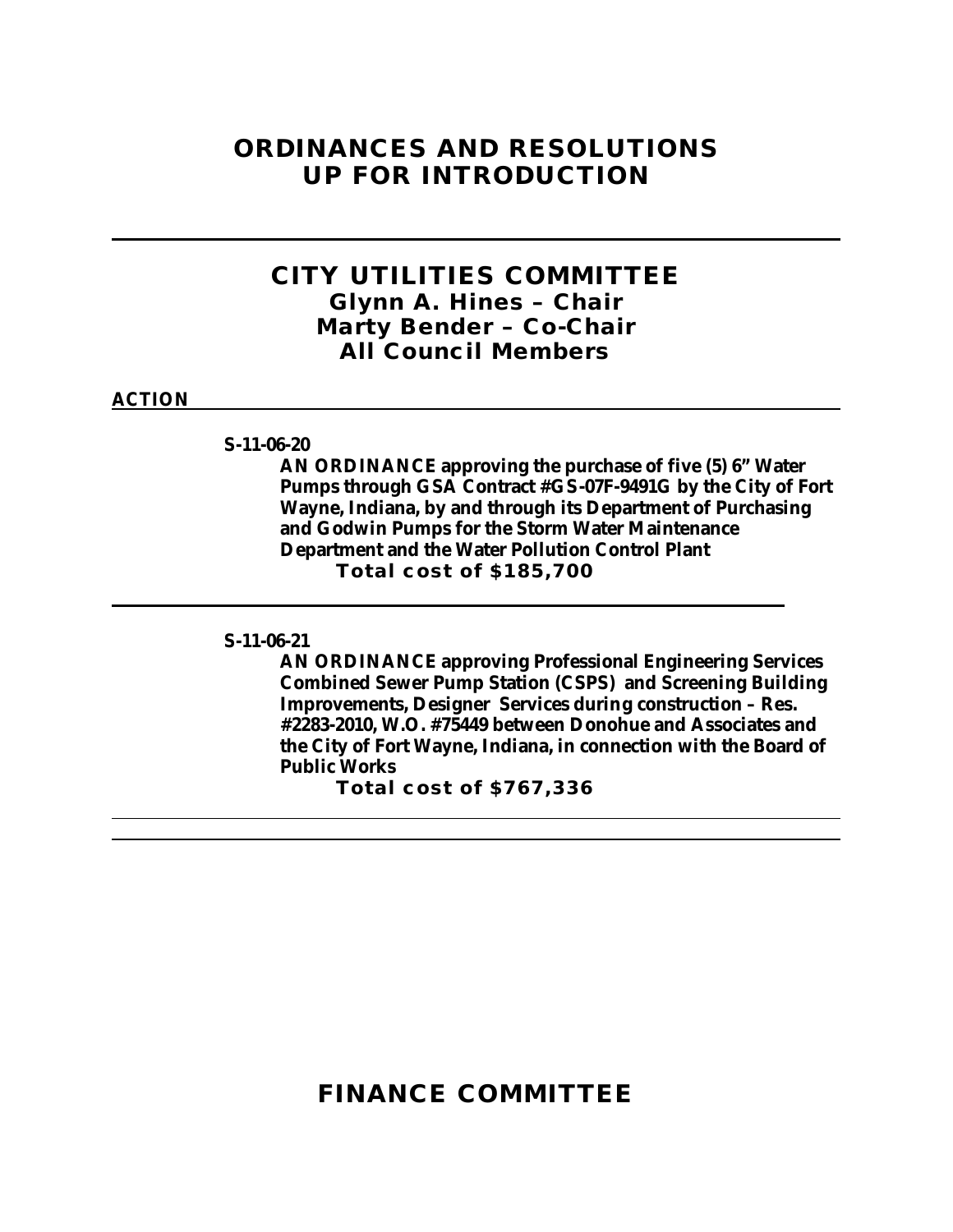# ORDINANCES AND RESOLUTIONS UP FOR INTRODUCTION

---

## CITY UTILITIES COMMITTEE

### Glynn A. Hines – Chair
### Marty Bender – Co-Chair
### All Council Members

**ACTION**

---

**S-11-06-20**

**AN ORDINANCE approving the purchase of five (5) 6" Water Pumps through GSA Contract #GS-07F-9491G by the City of Fort Wayne, Indiana, by and through its Department of Purchasing and Godwin Pumps for the Storm Water Maintenance Department and the Water Pollution Control Plant**

**Total cost of $185,700**

---

**S-11-06-21**

**AN ORDINANCE approving Professional Engineering Services Combined Sewer Pump Station (CSPS) and Screening Building Improvements, Designer Services during construction – Res. #2283-2010, W.O. #75449 between Donohue and Associates and the City of Fort Wayne, Indiana, in connection with the Board of Public Works**

**Total cost of $767,336**

---

## FINANCE COMMITTEE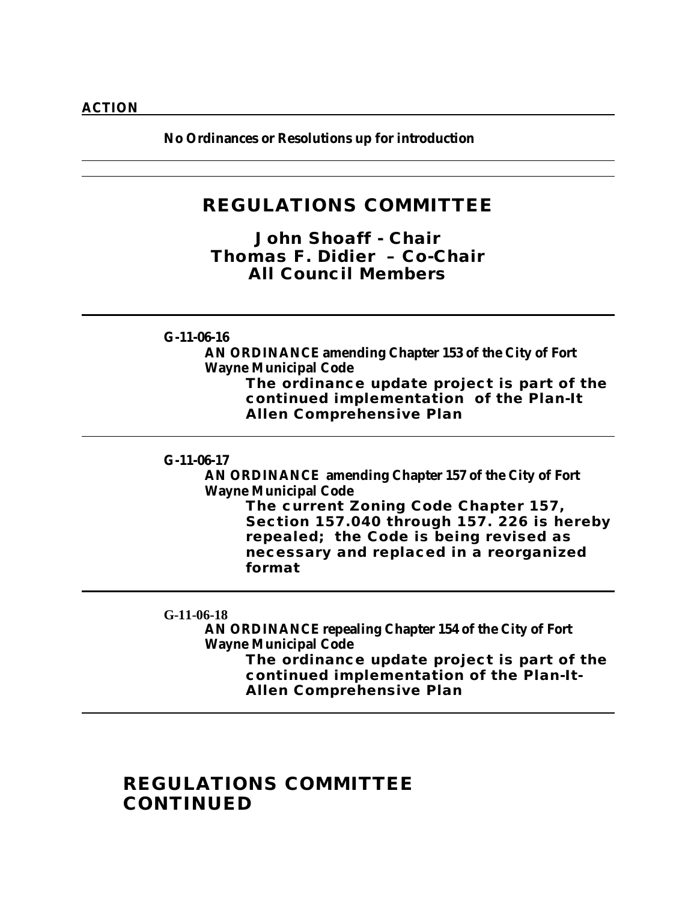**ACTION**

**No Ordinances or Resolutions up for introduction**

---

---

## REGULATIONS COMMITTEE

### John Shoaff - Chair
### Thomas F. Didier – Co-Chair
### All Council Members

---

**G-11-06-16**

**AN ORDINANCE amending Chapter 153 of the City of Fort Wayne Municipal Code**

**The ordinance update project is part of the continued implementation of the Plan-It Allen Comprehensive Plan**

---

**G-11-06-17**

**AN ORDINANCE amending Chapter 157 of the City of Fort Wayne Municipal Code**

**The current Zoning Code Chapter 157, Section 157.040 through 157. 226 is hereby repealed; the Code is being revised as necessary and replaced in a reorganized format**

---

**G-11-06-18**

**AN ORDINANCE repealing Chapter 154 of the City of Fort Wayne Municipal Code**

**The ordinance update project is part of the continued implementation of the Plan-It-Allen Comprehensive Plan**

---

## REGULATIONS COMMITTEE CONTINUED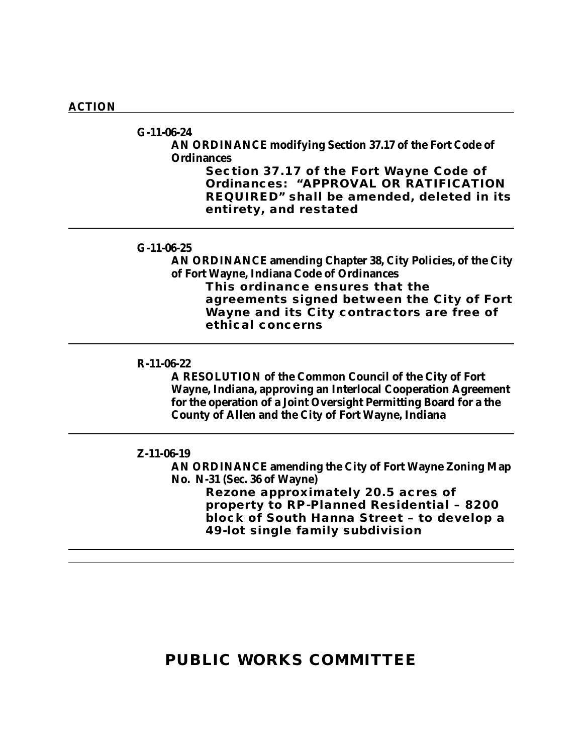**ACTION**

---

**G-11-06-24**

**AN ORDINANCE modifying Section 37.17 of the Fort Code of Ordinances**

**Section 37.17 of the Fort Wayne Code of Ordinances: "APPROVAL OR RATIFICATION REQUIRED" shall be amended, deleted in its entirety, and restated**

---

**G-11-06-25**

**AN ORDINANCE amending Chapter 38, City Policies, of the City of Fort Wayne, Indiana Code of Ordinances**

**This ordinance ensures that the agreements signed between the City of Fort Wayne and its City contractors are free of ethical concerns**

---

**R-11-06-22**

**A RESOLUTION of the Common Council of the City of Fort Wayne, Indiana, approving an Interlocal Cooperation Agreement for the operation of a Joint Oversight Permitting Board for a the County of Allen and the City of Fort Wayne, Indiana**

---

**Z-11-06-19**

**AN ORDINANCE amending the City of Fort Wayne Zoning Map No. N-31 (Sec. 36 of Wayne)**

**Rezone approximately 20.5 acres of property to RP-Planned Residential – 8200 block of South Hanna Street – to develop a 49-lot single family subdivision**

---

## PUBLIC WORKS COMMITTEE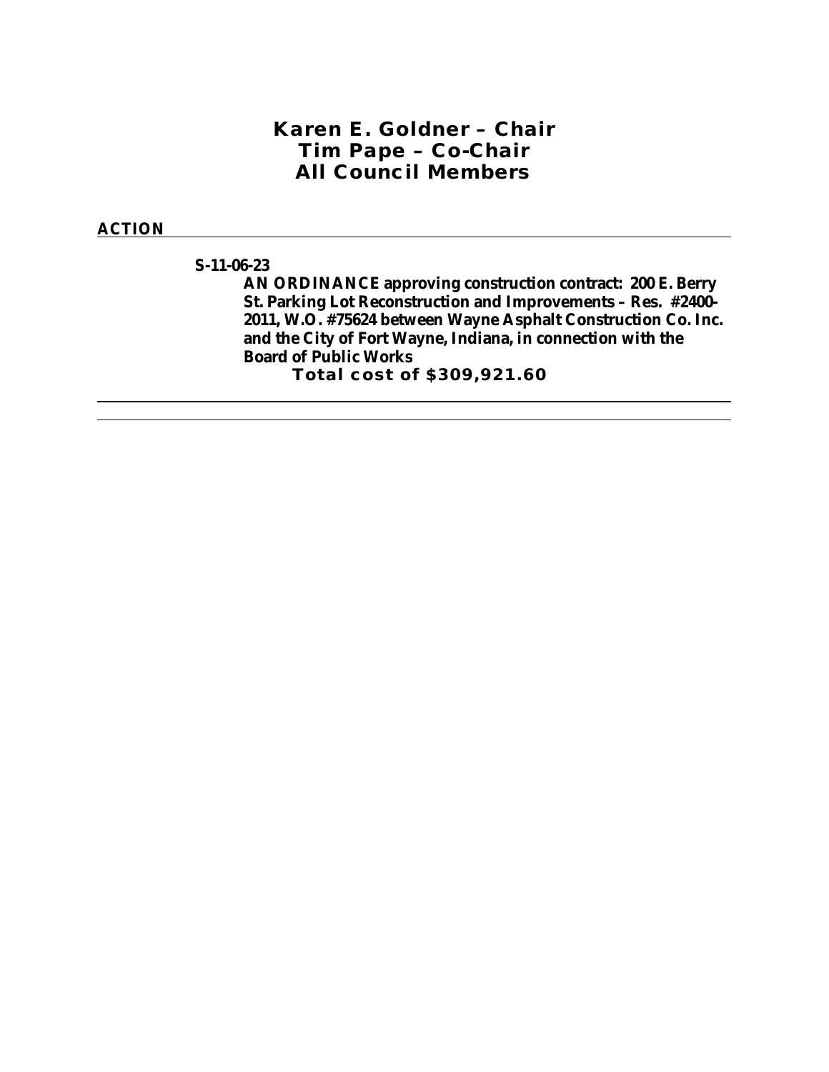## Karen E. Goldner – Chair
## Tim Pape – Co-Chair
## All Council Members

**ACTION**

---

**S-11-06-23**

**AN ORDINANCE approving construction contract: 200 E. Berry St. Parking Lot Reconstruction and Improvements – Res. #2400-2011, W.O. #75624 between Wayne Asphalt Construction Co. Inc. and the City of Fort Wayne, Indiana, in connection with the Board of Public Works**

**Total cost of $309,921.60**

---

---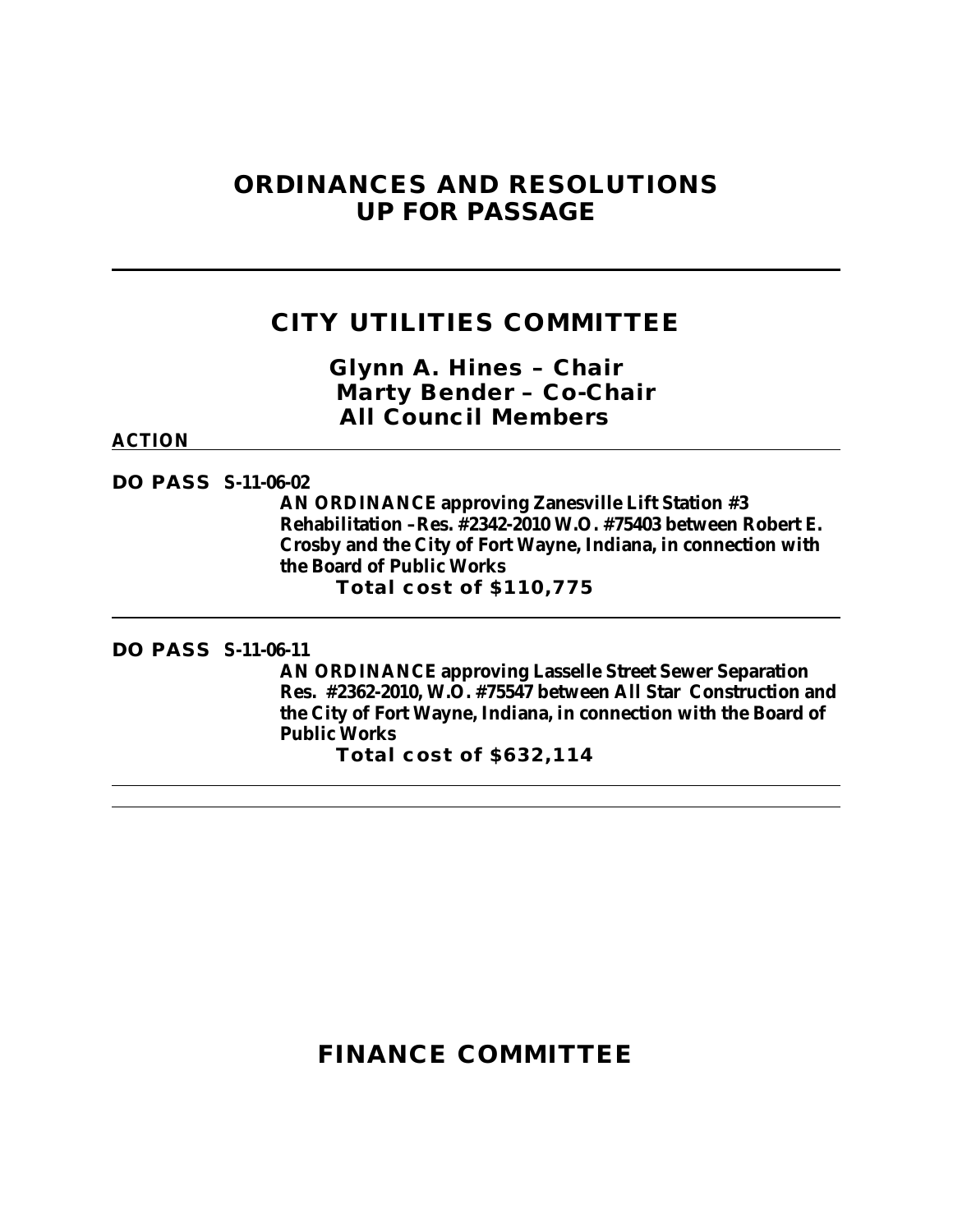# ORDINANCES AND RESOLUTIONS UP FOR PASSAGE

---

## CITY UTILITIES COMMITTEE

**Glynn A. Hines – Chair**
**Marty Bender – Co-Chair**
**All Council Members**

**ACTION**

---

**DO PASS S-11-06-02**

**AN ORDINANCE approving Zanesville Lift Station #3 Rehabilitation –Res. #2342-2010 W.O. #75403 between Robert E. Crosby and the City of Fort Wayne, Indiana, in connection with the Board of Public Works**

**Total cost of $110,775**

---

**DO PASS S-11-06-11**

**AN ORDINANCE approving Lasselle Street Sewer Separation Res. #2362-2010, W.O. #75547 between All Star Construction and the City of Fort Wayne, Indiana, in connection with the Board of Public Works**

**Total cost of $632,114**

---

## FINANCE COMMITTEE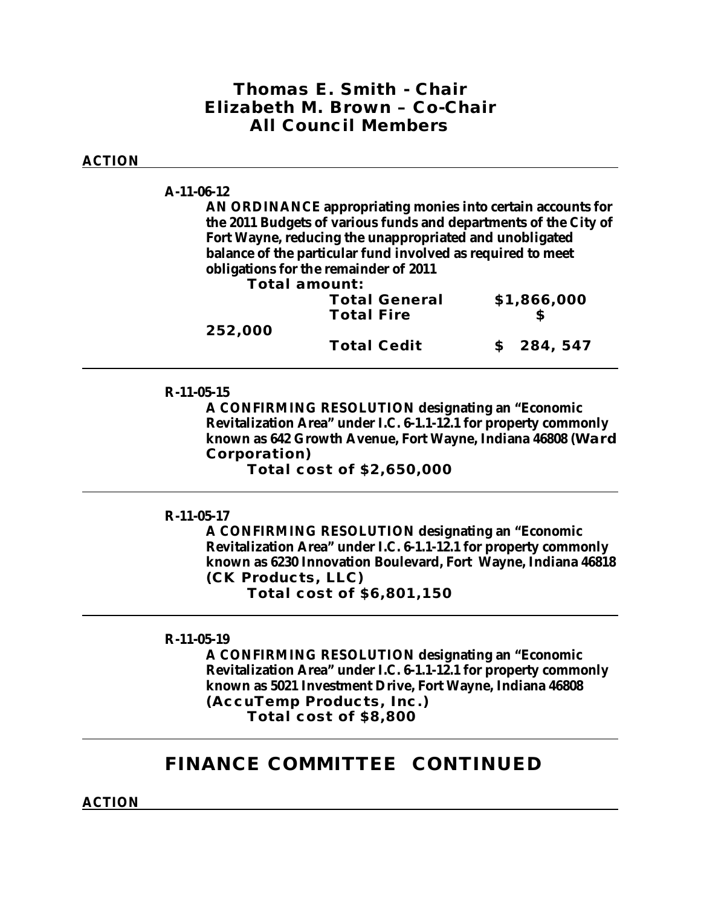**Thomas E. Smith - Chair**
**Elizabeth M. Brown – Co-Chair**
**All Council Members**

**ACTION**

---

**A-11-06-12**

**AN ORDINANCE appropriating monies into certain accounts for the 2011 Budgets of various funds and departments of the City of Fort Wayne, reducing the unappropriated and unobligated balance of the particular fund involved as required to meet obligations for the remainder of 2011**

**Total amount:**

| | |
|---|---|
| **Total General** | **$1,866,000** |
| **Total Fire** | **$ 252,000** |
| **Total Cedit** | **$ 284, 547** |

---

**R-11-05-15**

**A CONFIRMING RESOLUTION designating an "Economic Revitalization Area" under I.C. 6-1.1-12.1 for property commonly known as 642 Growth Avenue, Fort Wayne, Indiana 46808 (Ward Corporation)**

**Total cost of $2,650,000**

---

**R-11-05-17**

**A CONFIRMING RESOLUTION designating an "Economic Revitalization Area" under I.C. 6-1.1-12.1 for property commonly known as 6230 Innovation Boulevard, Fort Wayne, Indiana 46818 (CK Products, LLC)**

**Total cost of $6,801,150**

---

**R-11-05-19**

**A CONFIRMING RESOLUTION designating an "Economic Revitalization Area" under I.C. 6-1.1-12.1 for property commonly known as 5021 Investment Drive, Fort Wayne, Indiana 46808 (AccuTemp Products, Inc.)**

**Total cost of $8,800**

---

## FINANCE COMMITTEE CONTINUED

**ACTION**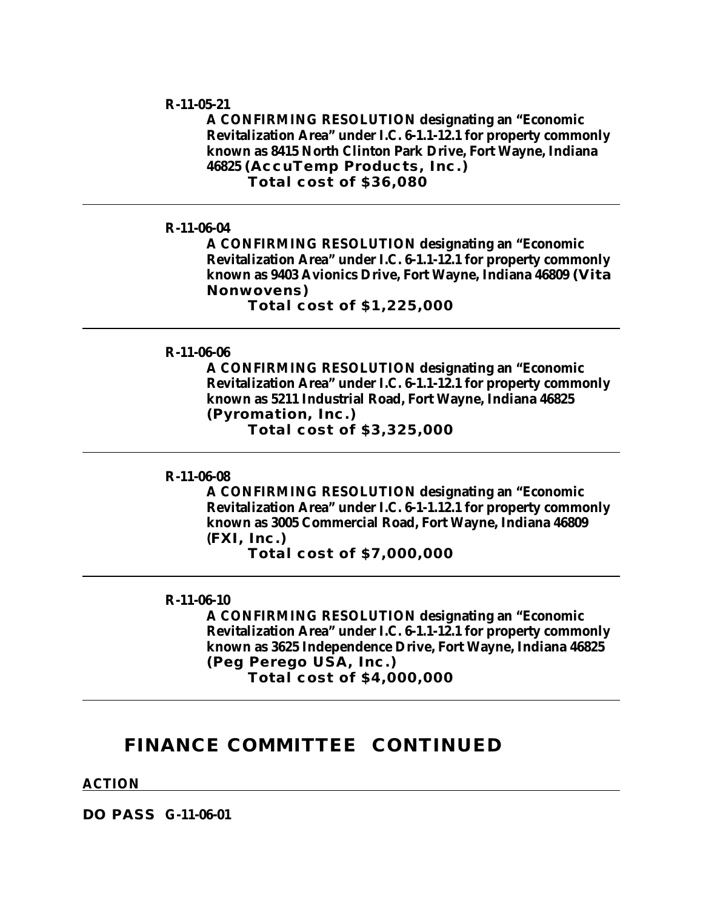**R-11-05-21**

**A CONFIRMING RESOLUTION designating an "Economic Revitalization Area" under I.C. 6-1.1-12.1 for property commonly known as 8415 North Clinton Park Drive, Fort Wayne, Indiana 46825 (AccuTemp Products, Inc.)**

**Total cost of $36,080**

---

**R-11-06-04**

**A CONFIRMING RESOLUTION designating an "Economic Revitalization Area" under I.C. 6-1.1-12.1 for property commonly known as 9403 Avionics Drive, Fort Wayne, Indiana 46809 (Vita Nonwovens)**

**Total cost of $1,225,000**

---

**R-11-06-06**

**A CONFIRMING RESOLUTION designating an "Economic Revitalization Area" under I.C. 6-1.1-12.1 for property commonly known as 5211 Industrial Road, Fort Wayne, Indiana 46825 (Pyromation, Inc.)**

**Total cost of $3,325,000**

---

**R-11-06-08**

**A CONFIRMING RESOLUTION designating an "Economic Revitalization Area" under I.C. 6-1-1.12.1 for property commonly known as 3005 Commercial Road, Fort Wayne, Indiana 46809 (FXI, Inc.)**

**Total cost of $7,000,000**

---

**R-11-06-10**

**A CONFIRMING RESOLUTION designating an "Economic Revitalization Area" under I.C. 6-1.1-12.1 for property commonly known as 3625 Independence Drive, Fort Wayne, Indiana 46825 (Peg Perego USA, Inc.)**

**Total cost of $4,000,000**

---

## FINANCE COMMITTEE CONTINUED

**ACTION**

---

**DO PASS G-11-06-01**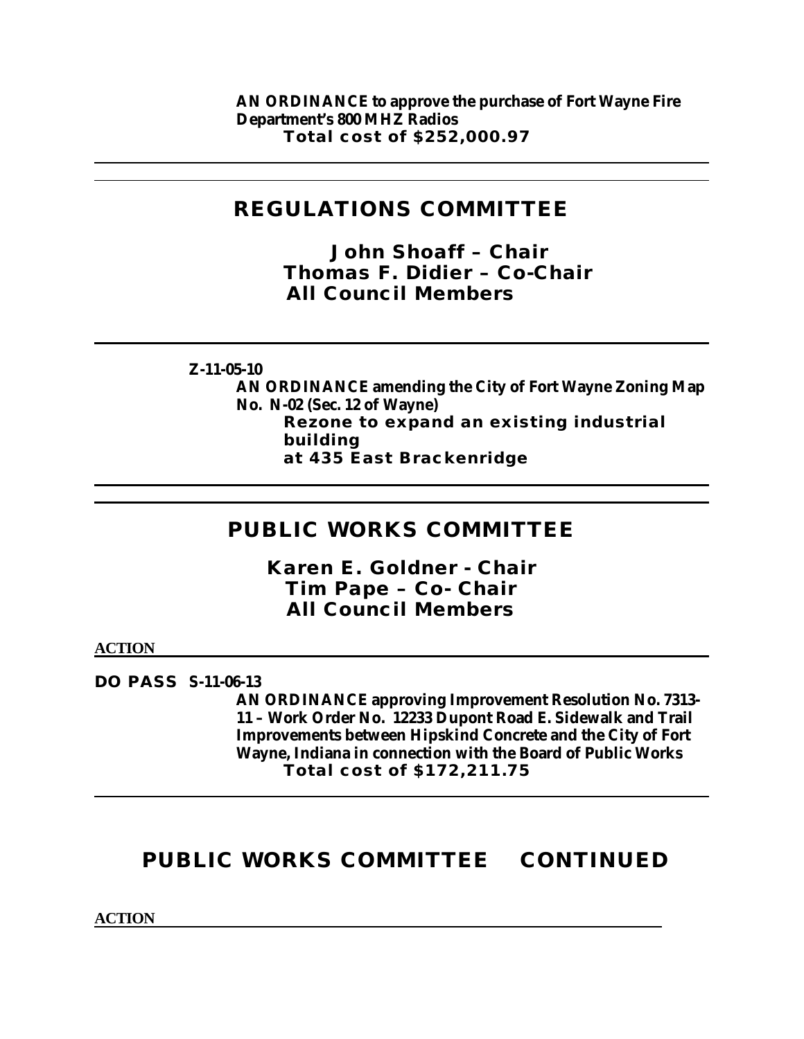**AN ORDINANCE to approve the purchase of Fort Wayne Fire Department's 800 MHZ Radios**
**Total cost of $252,000.97**

---

## REGULATIONS COMMITTEE

**John Shoaff – Chair**
**Thomas F. Didier – Co-Chair**
**All Council Members**

---

**Z-11-05-10**

**AN ORDINANCE amending the City of Fort Wayne Zoning Map No. N-02 (Sec. 12 of Wayne)**
**Rezone to expand an existing industrial building**
**at 435 East Brackenridge**

---

## PUBLIC WORKS COMMITTEE

**Karen E. Goldner - Chair**
**Tim Pape – Co- Chair**
**All Council Members**

**ACTION**

**DO PASS S-11-06-13**

**AN ORDINANCE approving Improvement Resolution No. 7313-11 – Work Order No. 12233 Dupont Road E. Sidewalk and Trail Improvements between Hipskind Concrete and the City of Fort Wayne, Indiana in connection with the Board of Public Works**
**Total cost of $172,211.75**

---

## PUBLIC WORKS COMMITTEE CONTINUED

**ACTION**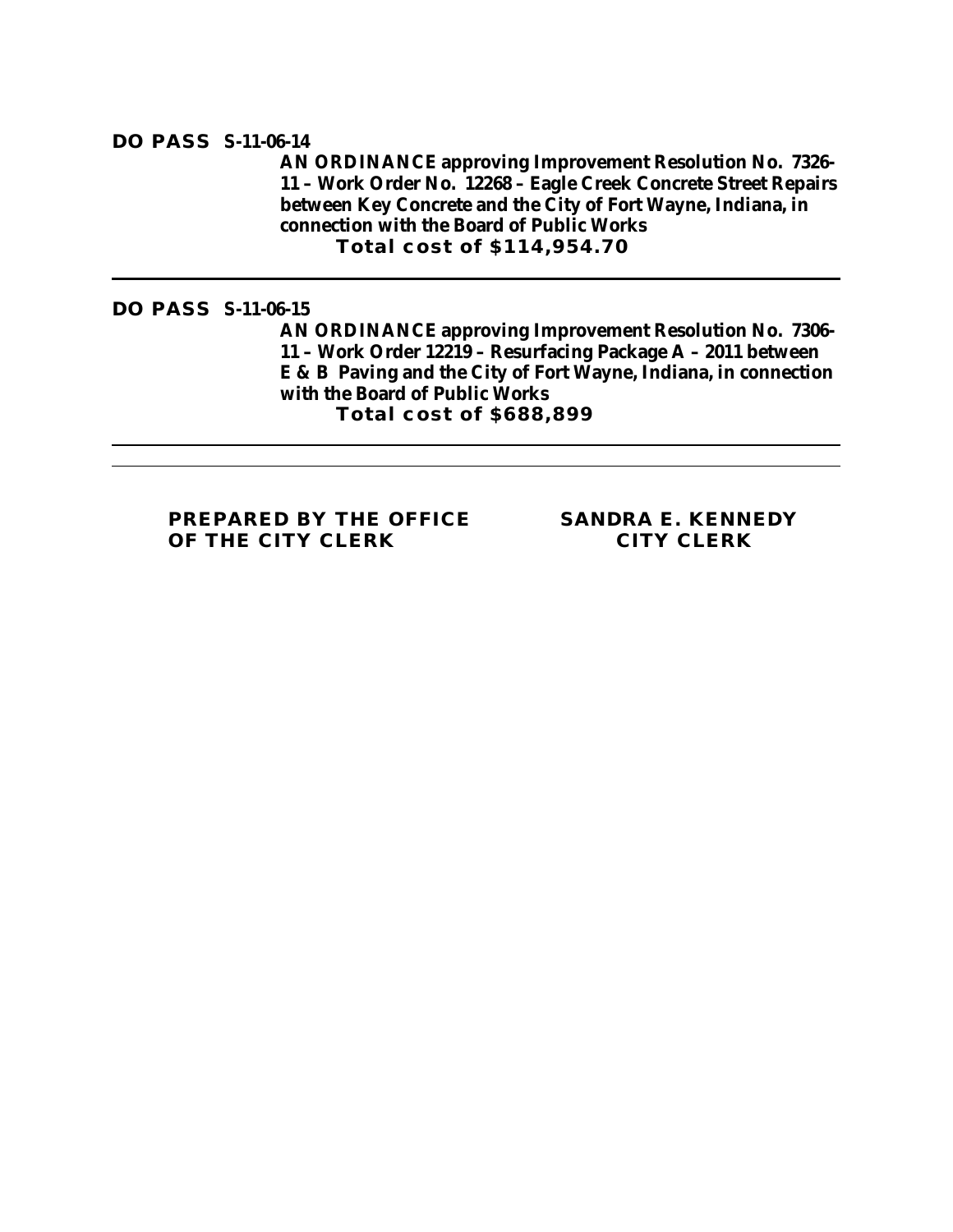**DO PASS S-11-06-14**

**AN ORDINANCE approving Improvement Resolution No. 7326-11 – Work Order No. 12268 – Eagle Creek Concrete Street Repairs between Key Concrete and the City of Fort Wayne, Indiana, in connection with the Board of Public Works**

**Total cost of $114,954.70**

---

**DO PASS S-11-06-15**

**AN ORDINANCE approving Improvement Resolution No. 7306-11 – Work Order 12219 – Resurfacing Package A – 2011 between E & B Paving and the City of Fort Wayne, Indiana, in connection with the Board of Public Works**

**Total cost of $688,899**

---

---

**PREPARED BY THE OFFICE OF THE CITY CLERK**

**SANDRA E. KENNEDY CITY CLERK**